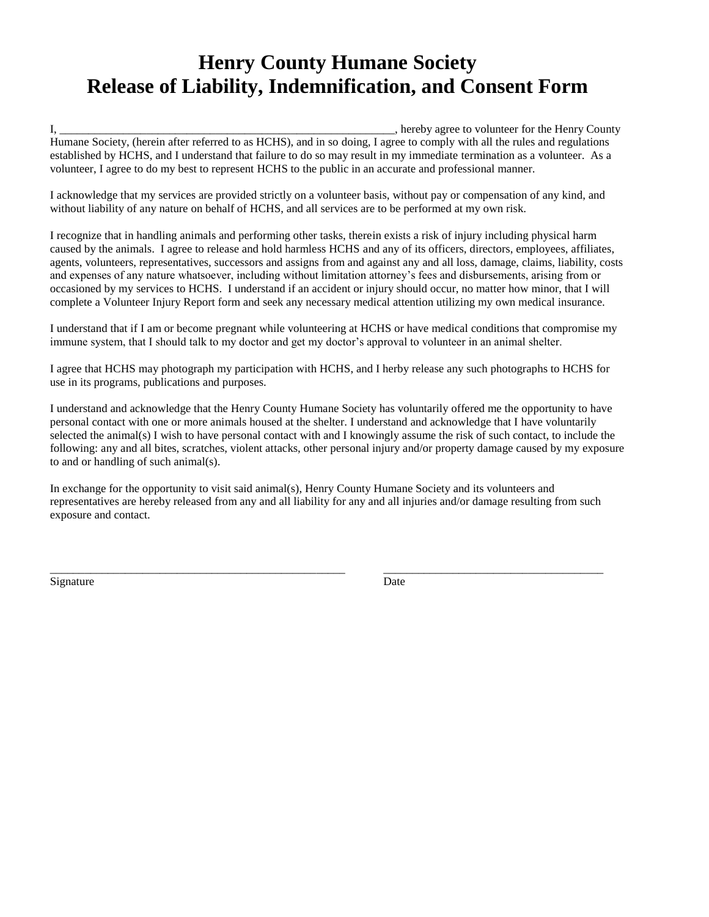# Henry County Humane Society
# Release of Liability, Indemnification, and Consent Form

I, ___________________________________________________________, hereby agree to volunteer for the Henry County Humane Society, (herein after referred to as HCHS), and in so doing, I agree to comply with all the rules and regulations established by HCHS, and I understand that failure to do so may result in my immediate termination as a volunteer. As a volunteer, I agree to do my best to represent HCHS to the public in an accurate and professional manner.

I acknowledge that my services are provided strictly on a volunteer basis, without pay or compensation of any kind, and without liability of any nature on behalf of HCHS, and all services are to be performed at my own risk.

I recognize that in handling animals and performing other tasks, therein exists a risk of injury including physical harm caused by the animals. I agree to release and hold harmless HCHS and any of its officers, directors, employees, affiliates, agents, volunteers, representatives, successors and assigns from and against any and all loss, damage, claims, liability, costs and expenses of any nature whatsoever, including without limitation attorney's fees and disbursements, arising from or occasioned by my services to HCHS. I understand if an accident or injury should occur, no matter how minor, that I will complete a Volunteer Injury Report form and seek any necessary medical attention utilizing my own medical insurance.

I understand that if I am or become pregnant while volunteering at HCHS or have medical conditions that compromise my immune system, that I should talk to my doctor and get my doctor's approval to volunteer in an animal shelter.

I agree that HCHS may photograph my participation with HCHS, and I herby release any such photographs to HCHS for use in its programs, publications and purposes.

I understand and acknowledge that the Henry County Humane Society has voluntarily offered me the opportunity to have personal contact with one or more animals housed at the shelter. I understand and acknowledge that I have voluntarily selected the animal(s) I wish to have personal contact with and I knowingly assume the risk of such contact, to include the following: any and all bites, scratches, violent attacks, other personal injury and/or property damage caused by my exposure to and or handling of such animal(s).

In exchange for the opportunity to visit said animal(s), Henry County Humane Society and its volunteers and representatives are hereby released from any and all liability for any and all injuries and/or damage resulting from such exposure and contact.

_____________________________________________________ &nbsp;&nbsp;&nbsp;&nbsp; ________________________________________

Signature &nbsp;&nbsp;&nbsp;&nbsp;&nbsp;&nbsp;&nbsp;&nbsp;&nbsp;&nbsp;&nbsp;&nbsp;&nbsp;&nbsp;&nbsp;&nbsp;&nbsp;&nbsp;&nbsp;&nbsp;&nbsp;&nbsp;&nbsp;&nbsp;&nbsp;&nbsp;&nbsp;&nbsp;&nbsp;&nbsp;&nbsp;&nbsp;&nbsp;&nbsp;&nbsp;&nbsp;&nbsp;&nbsp;&nbsp;&nbsp; Date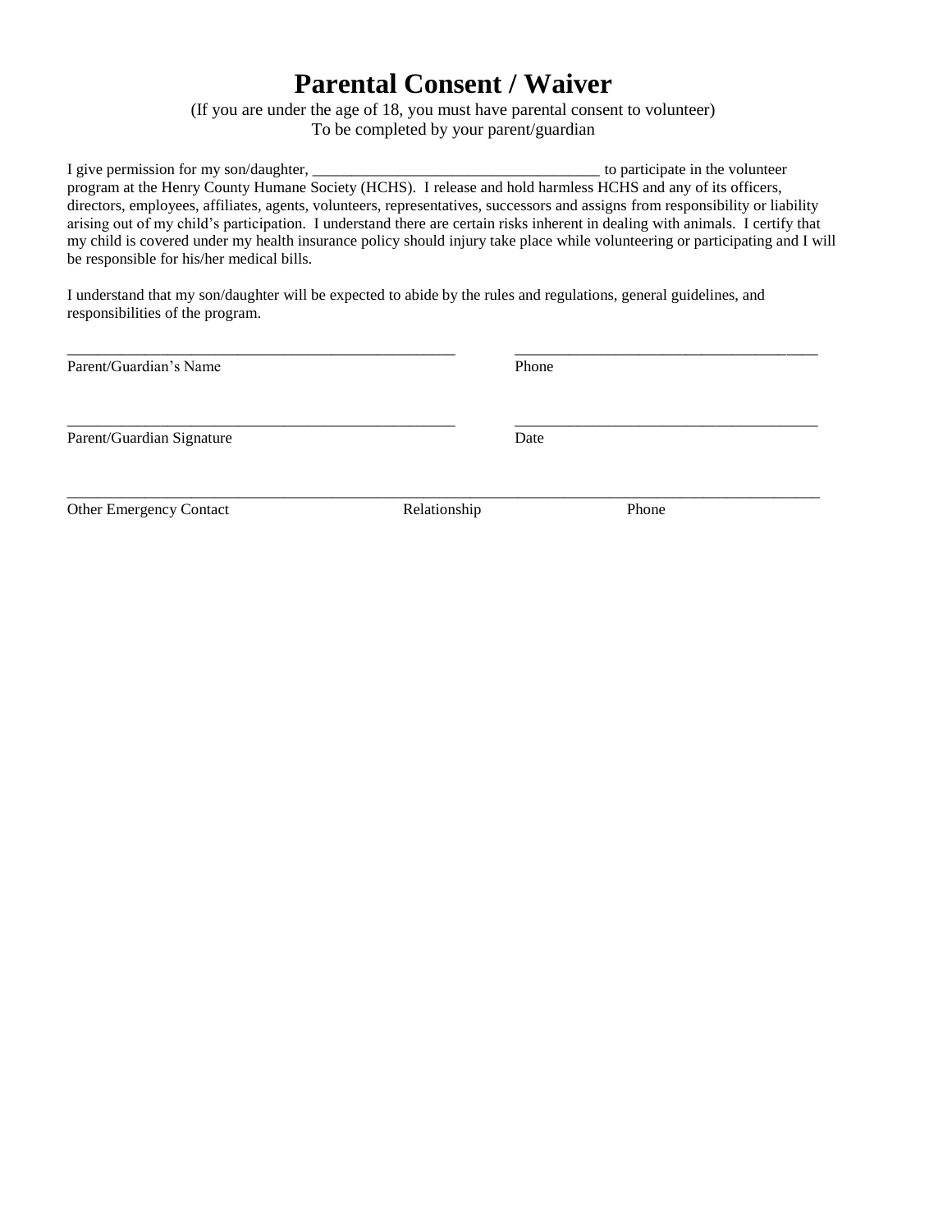# Parental Consent / Waiver

(If you are under the age of 18, you must have parental consent to volunteer)
To be completed by your parent/guardian

I give permission for my son/daughter, _____________________________________ to participate in the volunteer program at the Henry County Humane Society (HCHS). I release and hold harmless HCHS and any of its officers, directors, employees, affiliates, agents, volunteers, representatives, successors and assigns from responsibility or liability arising out of my child's participation. I understand there are certain risks inherent in dealing with animals. I certify that my child is covered under my health insurance policy should injury take place while volunteering or participating and I will be responsible for his/her medical bills.

I understand that my son/daughter will be expected to abide by the rules and regulations, general guidelines, and responsibilities of the program.

_____________________________________________ &nbsp;&nbsp;&nbsp;&nbsp; _____________________________________
Parent/Guardian's Name &nbsp;&nbsp;&nbsp;&nbsp; Phone

_____________________________________________ &nbsp;&nbsp;&nbsp;&nbsp; _____________________________________
Parent/Guardian Signature &nbsp;&nbsp;&nbsp;&nbsp; Date

_________________________________________________________________________________________
Other Emergency Contact &nbsp;&nbsp;&nbsp;&nbsp; Relationship &nbsp;&nbsp;&nbsp;&nbsp; Phone